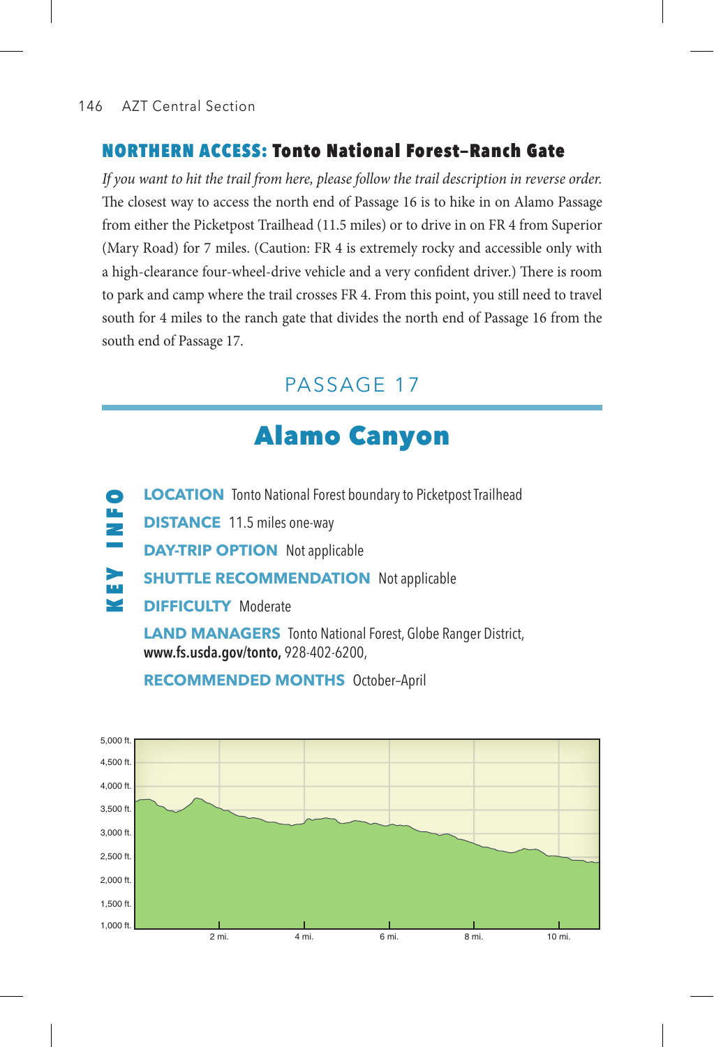## NORTHERN ACCESS: Tonto National Forest–Ranch Gate

*If you want to hit the trail from here, please follow the trail description in reverse order.* The closest way to access the north end of Passage 16 is to hike in on Alamo Passage from either the Picketpost Trailhead (11.5 miles) or to drive in on FR 4 from Superior (Mary Road) for 7 miles. (Caution: FR 4 is extremely rocky and accessible only with a high-clearance four-wheel-drive vehicle and a very confident driver.) There is room to park and camp where the trail crosses FR 4. From this point, you still need to travel south for 4 miles to the ranch gate that divides the north end of Passage 16 from the south end of Passage 17.

# PASSAGE 17

# Alamo Canyon

**KEY INFO**

**LOCATION** Tonto National Forest boundary to Picketpost Trailhead

**DISTANCE** 11.5 miles one-way

**DAY-TRIP OPTION** Not applicable

**SHUTTLE RECOMMENDATION** Not applicable

**DIFFICULTY** Moderate

**LAND MANAGERS** Tonto National Forest, Globe Ranger District, **www.fs.usda.gov/tonto,** 928-402-6200,

**RECOMMENDED MONTHS** October–April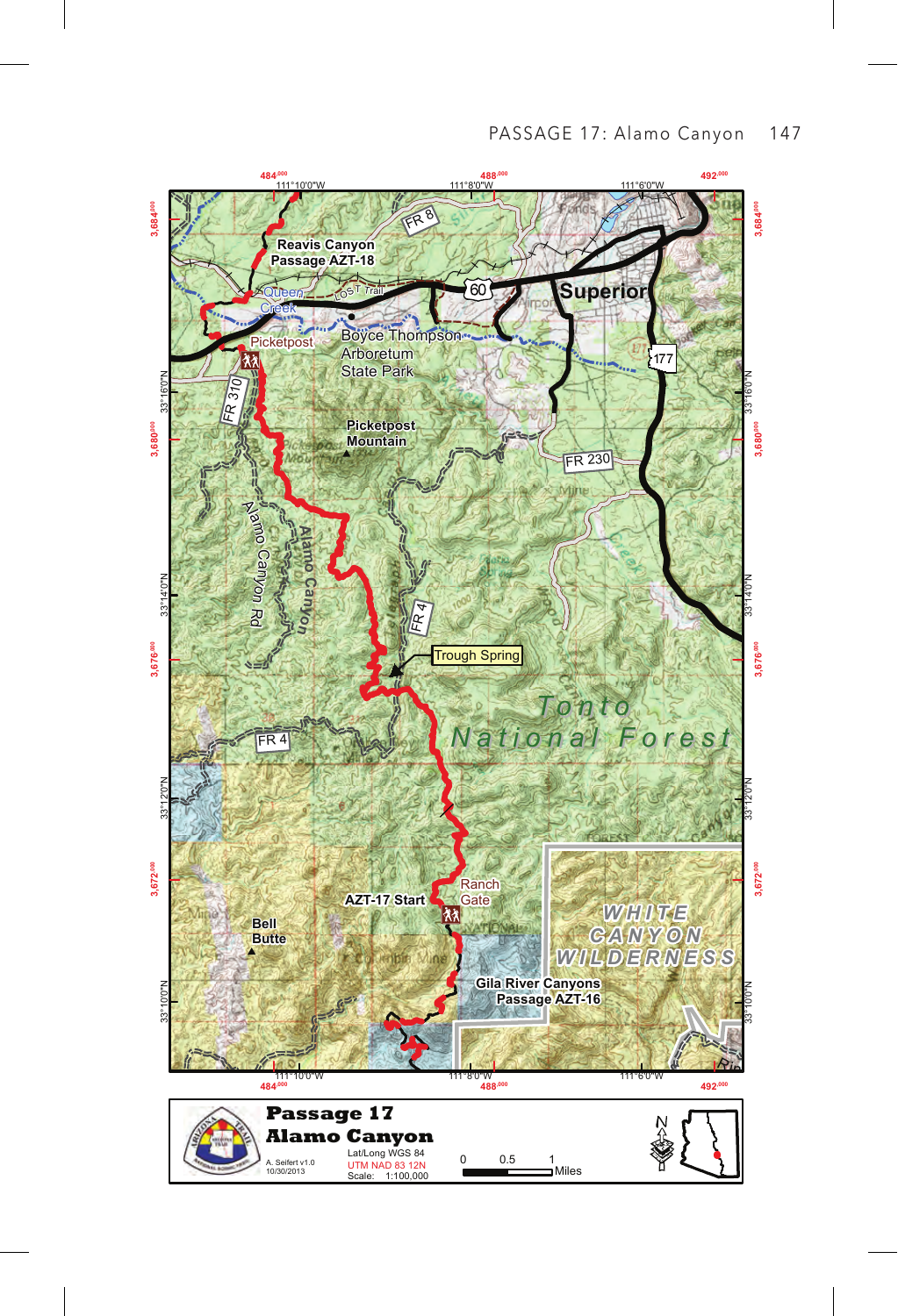**Passage 17**
**Alamo Canyon**

Lat/Long WGS 84
UTM NAD 83 12N
Scale: 1:100,000

A. Seifert v1.0
10/30/2013

0 0.5 1 Miles

Reavis Canyon Passage AZT-18

Queen Creek

Lost Trail

60

Superior

Picketpost

Boyce Thompson Arboretum State Park

177

FR 8

FR 310

Picketpost Mountain

FR 230

Alamo Canyon Rd

Alamo Canyon

FR 4

Trough Spring

Tonto National Forest

FR 4

AZT-17 Start

Ranch Gate

Bell Butte

WHITE CANYON WILDERNESS

Gila River Canyons Passage AZT-16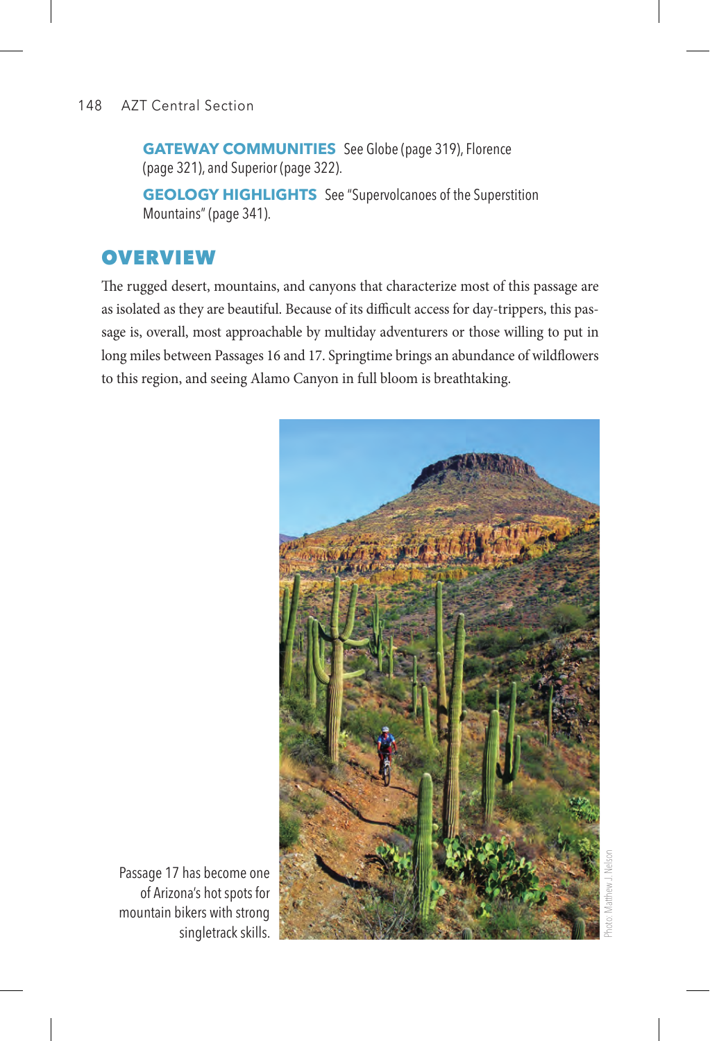**GATEWAY COMMUNITIES** See Globe (page 319), Florence (page 321), and Superior (page 322).

**GEOLOGY HIGHLIGHTS** See "Supervolcanoes of the Superstition Mountains" (page 341).

## OVERVIEW

The rugged desert, mountains, and canyons that characterize most of this passage are as isolated as they are beautiful. Because of its difficult access for day-trippers, this passage is, overall, most approachable by multiday adventurers or those willing to put in long miles between Passages 16 and 17. Springtime brings an abundance of wildflowers to this region, and seeing Alamo Canyon in full bloom is breathtaking.

Passage 17 has become one of Arizona's hot spots for mountain bikers with strong singletrack skills.

Photo: Matthew J. Nelson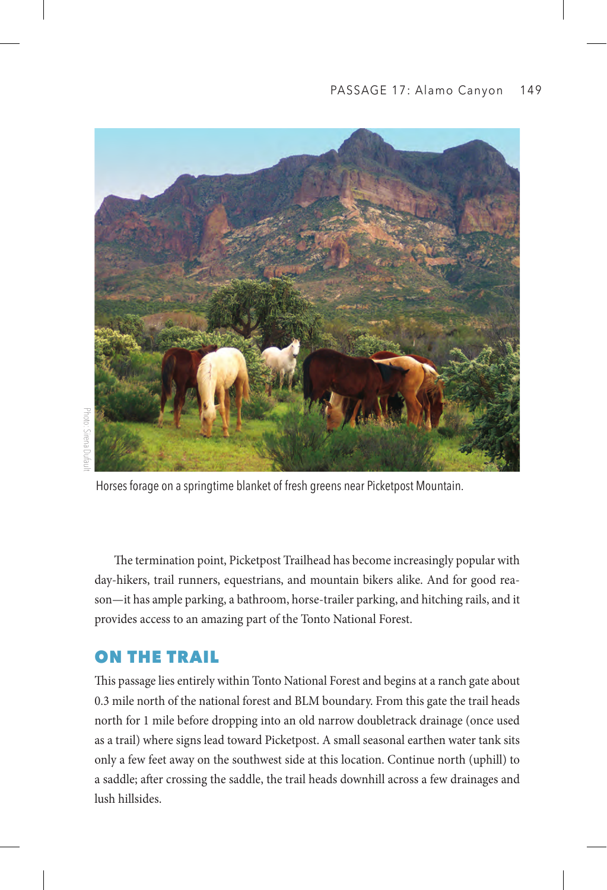Horses forage on a springtime blanket of fresh greens near Picketpost Mountain.

Photo: Sirena Dufault

The termination point, Picketpost Trailhead has become increasingly popular with day-hikers, trail runners, equestrians, and mountain bikers alike. And for good reason—it has ample parking, a bathroom, horse-trailer parking, and hitching rails, and it provides access to an amazing part of the Tonto National Forest.

## ON THE TRAIL

This passage lies entirely within Tonto National Forest and begins at a ranch gate about 0.3 mile north of the national forest and BLM boundary. From this gate the trail heads north for 1 mile before dropping into an old narrow doubletrack drainage (once used as a trail) where signs lead toward Picketpost. A small seasonal earthen water tank sits only a few feet away on the southwest side at this location. Continue north (uphill) to a saddle; after crossing the saddle, the trail heads downhill across a few drainages and lush hillsides.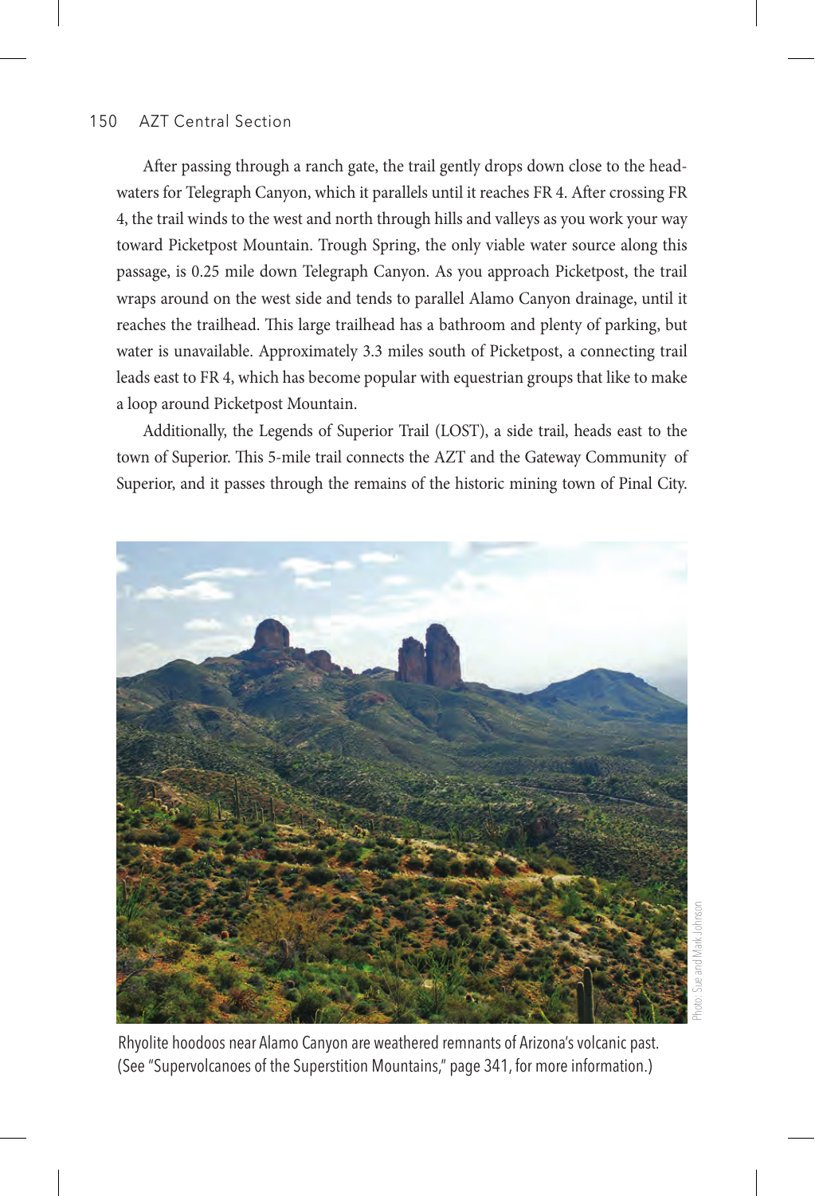After passing through a ranch gate, the trail gently drops down close to the headwaters for Telegraph Canyon, which it parallels until it reaches FR 4. After crossing FR 4, the trail winds to the west and north through hills and valleys as you work your way toward Picketpost Mountain. Trough Spring, the only viable water source along this passage, is 0.25 mile down Telegraph Canyon. As you approach Picketpost, the trail wraps around on the west side and tends to parallel Alamo Canyon drainage, until it reaches the trailhead. This large trailhead has a bathroom and plenty of parking, but water is unavailable. Approximately 3.3 miles south of Picketpost, a connecting trail leads east to FR 4, which has become popular with equestrian groups that like to make a loop around Picketpost Mountain.

Additionally, the Legends of Superior Trail (LOST), a side trail, heads east to the town of Superior. This 5-mile trail connects the AZT and the Gateway Community of Superior, and it passes through the remains of the historic mining town of Pinal City.

Photo: Sue and Mark Johnson

Rhyolite hoodoos near Alamo Canyon are weathered remnants of Arizona's volcanic past. (See "Supervolcanoes of the Superstition Mountains," page 341, for more information.)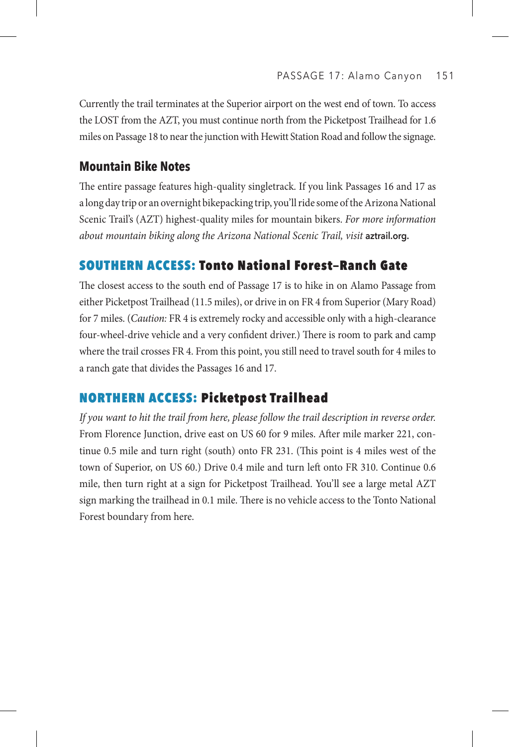Currently the trail terminates at the Superior airport on the west end of town. To access the LOST from the AZT, you must continue north from the Picketpost Trailhead for 1.6 miles on Passage 18 to near the junction with Hewitt Station Road and follow the signage.

## Mountain Bike Notes

The entire passage features high-quality singletrack. If you link Passages 16 and 17 as a long day trip or an overnight bikepacking trip, you'll ride some of the Arizona National Scenic Trail's (AZT) highest-quality miles for mountain bikers. *For more information about mountain biking along the Arizona National Scenic Trail, visit* **aztrail.org.**

## SOUTHERN ACCESS: Tonto National Forest–Ranch Gate

The closest access to the south end of Passage 17 is to hike in on Alamo Passage from either Picketpost Trailhead (11.5 miles), or drive in on FR 4 from Superior (Mary Road) for 7 miles. (*Caution:* FR 4 is extremely rocky and accessible only with a high-clearance four-wheel-drive vehicle and a very confident driver.) There is room to park and camp where the trail crosses FR 4. From this point, you still need to travel south for 4 miles to a ranch gate that divides the Passages 16 and 17.

## NORTHERN ACCESS: Picketpost Trailhead

*If you want to hit the trail from here, please follow the trail description in reverse order.* From Florence Junction, drive east on US 60 for 9 miles. After mile marker 221, continue 0.5 mile and turn right (south) onto FR 231. (This point is 4 miles west of the town of Superior, on US 60.) Drive 0.4 mile and turn left onto FR 310. Continue 0.6 mile, then turn right at a sign for Picketpost Trailhead. You'll see a large metal AZT sign marking the trailhead in 0.1 mile. There is no vehicle access to the Tonto National Forest boundary from here.